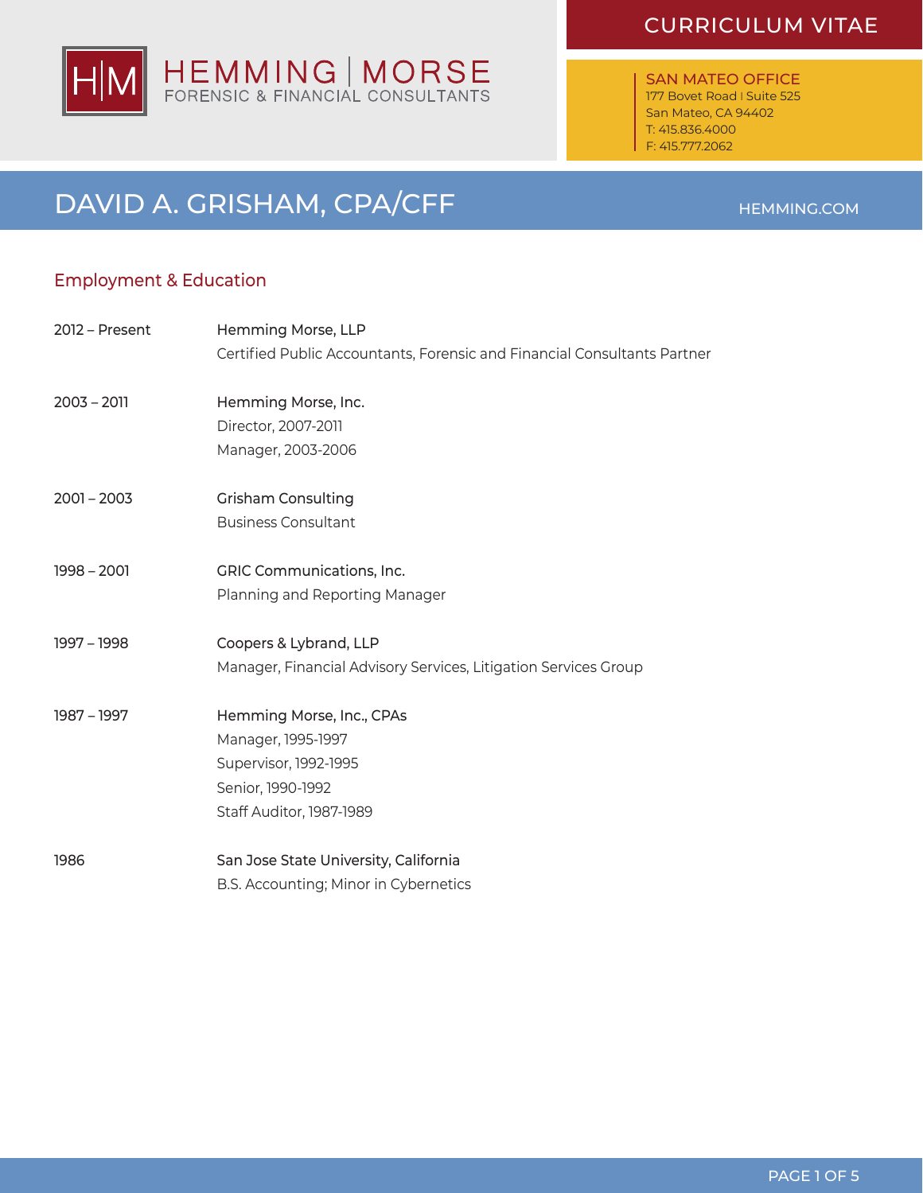HEMMING | MORSE
FORENSIC & FINANCIAL CONSULTANTS

CURRICULUM VITAE

SAN MATEO OFFICE
177 Bovet Road | Suite 525
San Mateo, CA 94402
T: 415.836.4000
F: 415.777.2062

# DAVID A. GRISHAM, CPA/CFF

HEMMING.COM

## Employment & Education

| | |
|---|---|
| 2012 – Present | Hemming Morse, LLP<br>Certified Public Accountants, Forensic and Financial Consultants Partner |
| 2003 – 2011 | Hemming Morse, Inc.<br>Director, 2007-2011<br>Manager, 2003-2006 |
| 2001 – 2003 | Grisham Consulting<br>Business Consultant |
| 1998 – 2001 | GRIC Communications, Inc.<br>Planning and Reporting Manager |
| 1997 – 1998 | Coopers & Lybrand, LLP<br>Manager, Financial Advisory Services, Litigation Services Group |
| 1987 – 1997 | Hemming Morse, Inc., CPAs<br>Manager, 1995-1997<br>Supervisor, 1992-1995<br>Senior, 1990-1992<br>Staff Auditor, 1987-1989 |
| 1986 | San Jose State University, California<br>B.S. Accounting; Minor in Cybernetics |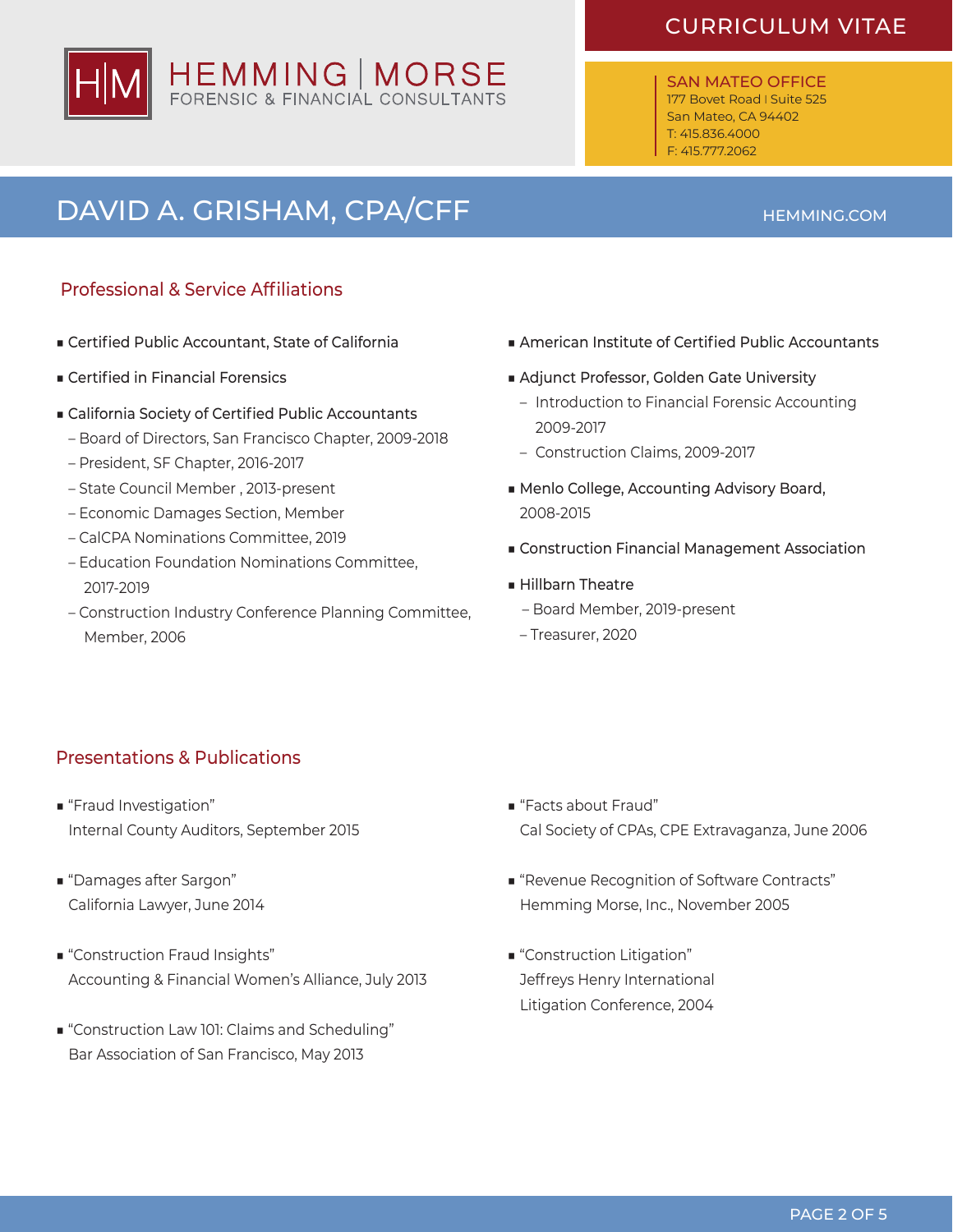# DAVID A. GRISHAM, CPA/CFF

## Professional & Service Affiliations

- Certified Public Accountant, State of California
- Certified in Financial Forensics
- California Society of Certified Public Accountants
  - Board of Directors, San Francisco Chapter, 2009-2018
  - President, SF Chapter, 2016-2017
  - State Council Member , 2013-present
  - Economic Damages Section, Member
  - CalCPA Nominations Committee, 2019
  - Education Foundation Nominations Committee, 2017-2019
  - Construction Industry Conference Planning Committee, Member, 2006
- American Institute of Certified Public Accountants
- Adjunct Professor, Golden Gate University
  - Introduction to Financial Forensic Accounting 2009-2017
  - Construction Claims, 2009-2017
- Menlo College, Accounting Advisory Board, 2008-2015
- Construction Financial Management Association
- Hillbarn Theatre
  - Board Member, 2019-present
  - Treasurer, 2020

## Presentations & Publications

- "Fraud Investigation"
  Internal County Auditors, September 2015
- "Damages after Sargon"
  California Lawyer, June 2014
- "Construction Fraud Insights"
  Accounting & Financial Women's Alliance, July 2013
- "Construction Law 101: Claims and Scheduling"
  Bar Association of San Francisco, May 2013
- "Facts about Fraud"
  Cal Society of CPAs, CPE Extravaganza, June 2006
- "Revenue Recognition of Software Contracts"
  Hemming Morse, Inc., November 2005
- "Construction Litigation"
  Jeffreys Henry International
  Litigation Conference, 2004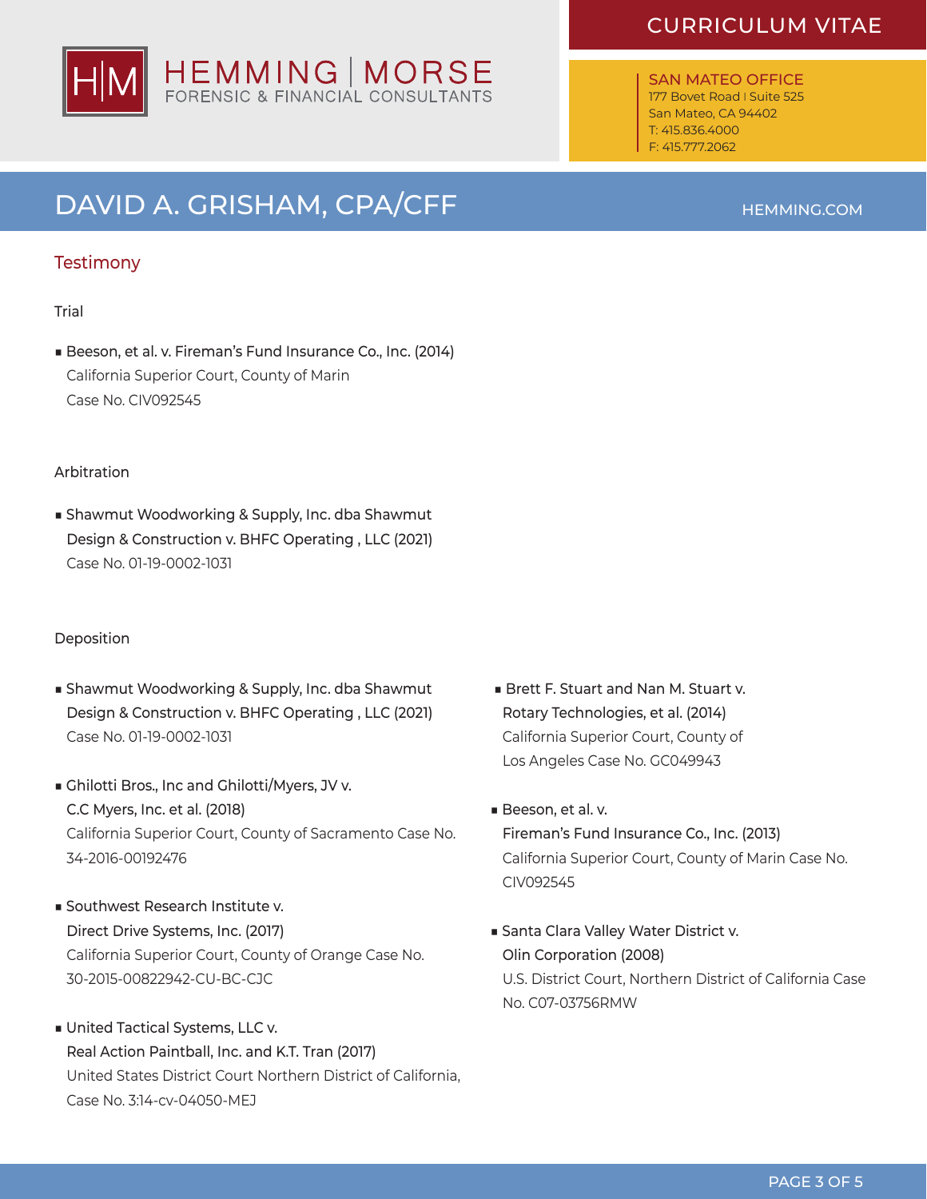## Testimony

### Trial

- Beeson, et al. v. Fireman's Fund Insurance Co., Inc. (2014)
  California Superior Court, County of Marin
  Case No. CIV092545

### Arbitration

- Shawmut Woodworking & Supply, Inc. dba Shawmut Design & Construction v. BHFC Operating , LLC (2021)
  Case No. 01-19-0002-1031

### Deposition

- Shawmut Woodworking & Supply, Inc. dba Shawmut Design & Construction v. BHFC Operating , LLC (2021)
  Case No. 01-19-0002-1031

- Ghilotti Bros., Inc and Ghilotti/Myers, JV v. C.C Myers, Inc. et al. (2018)
  California Superior Court, County of Sacramento Case No. 34-2016-00192476

- Southwest Research Institute v. Direct Drive Systems, Inc. (2017)
  California Superior Court, County of Orange Case No. 30-2015-00822942-CU-BC-CJC

- United Tactical Systems, LLC v. Real Action Paintball, Inc. and K.T. Tran (2017)
  United States District Court Northern District of California, Case No. 3:14-cv-04050-MEJ

- Brett F. Stuart and Nan M. Stuart v. Rotary Technologies, et al. (2014)
  California Superior Court, County of Los Angeles Case No. GC049943

- Beeson, et al. v. Fireman's Fund Insurance Co., Inc. (2013)
  California Superior Court, County of Marin Case No. CIV092545

- Santa Clara Valley Water District v. Olin Corporation (2008)
  U.S. District Court, Northern District of California Case No. C07-03756RMW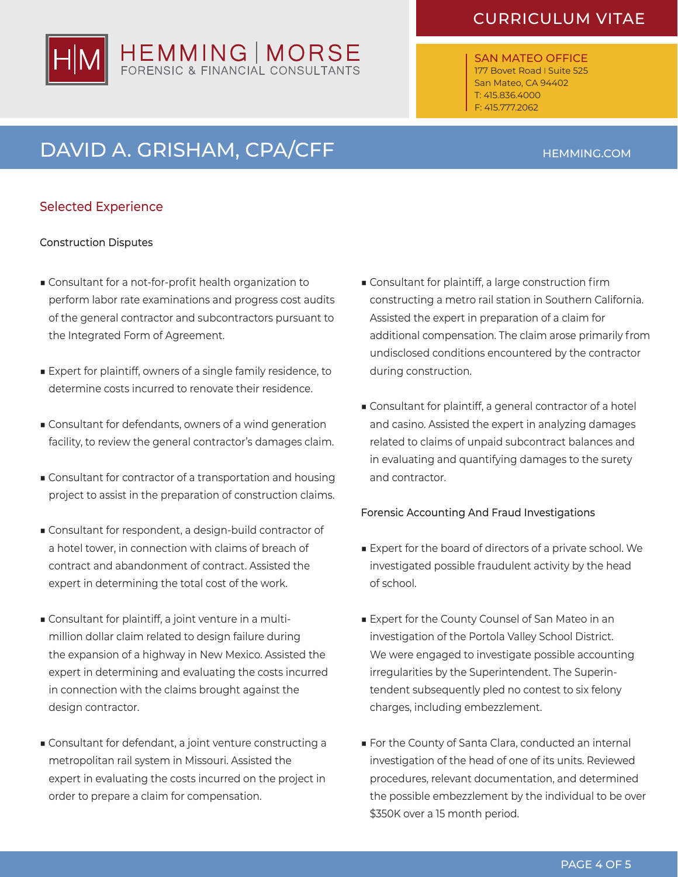## Selected Experience

### Construction Disputes

- Consultant for a not-for-profit health organization to perform labor rate examinations and progress cost audits of the general contractor and subcontractors pursuant to the Integrated Form of Agreement.
- Expert for plaintiff, owners of a single family residence, to determine costs incurred to renovate their residence.
- Consultant for defendants, owners of a wind generation facility, to review the general contractor's damages claim.
- Consultant for contractor of a transportation and housing project to assist in the preparation of construction claims.
- Consultant for respondent, a design-build contractor of a hotel tower, in connection with claims of breach of contract and abandonment of contract. Assisted the expert in determining the total cost of the work.
- Consultant for plaintiff, a joint venture in a multi-million dollar claim related to design failure during the expansion of a highway in New Mexico. Assisted the expert in determining and evaluating the costs incurred in connection with the claims brought against the design contractor.
- Consultant for defendant, a joint venture constructing a metropolitan rail system in Missouri. Assisted the expert in evaluating the costs incurred on the project in order to prepare a claim for compensation.
- Consultant for plaintiff, a large construction firm constructing a metro rail station in Southern California. Assisted the expert in preparation of a claim for additional compensation. The claim arose primarily from undisclosed conditions encountered by the contractor during construction.
- Consultant for plaintiff, a general contractor of a hotel and casino. Assisted the expert in analyzing damages related to claims of unpaid subcontract balances and in evaluating and quantifying damages to the surety and contractor.

### Forensic Accounting And Fraud Investigations

- Expert for the board of directors of a private school. We investigated possible fraudulent activity by the head of school.
- Expert for the County Counsel of San Mateo in an investigation of the Portola Valley School District. We were engaged to investigate possible accounting irregularities by the Superintendent. The Superintendent subsequently pled no contest to six felony charges, including embezzlement.
- For the County of Santa Clara, conducted an internal investigation of the head of one of its units. Reviewed procedures, relevant documentation, and determined the possible embezzlement by the individual to be over $350K over a 15 month period.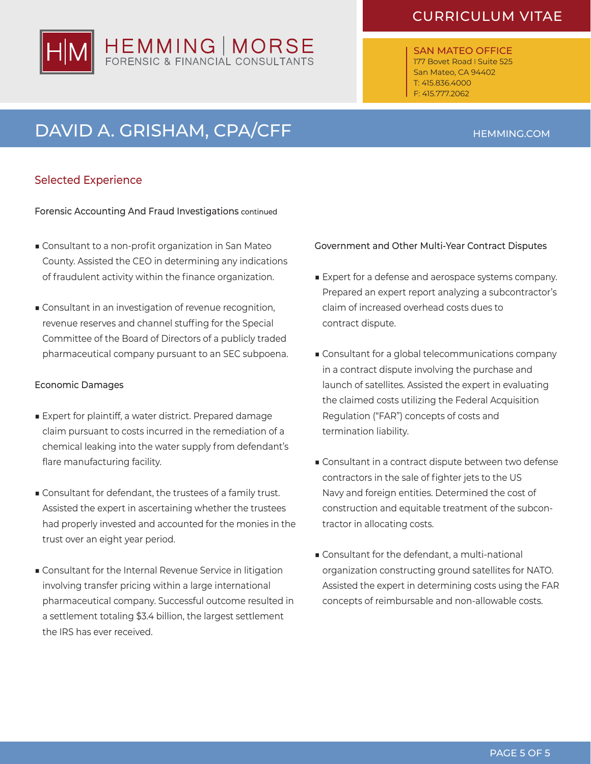# DAVID A. GRISHAM, CPA/CFF

## Selected Experience

### Forensic Accounting And Fraud Investigations continued

- Consultant to a non-profit organization in San Mateo County. Assisted the CEO in determining any indications of fraudulent activity within the finance organization.
- Consultant in an investigation of revenue recognition, revenue reserves and channel stuffing for the Special Committee of the Board of Directors of a publicly traded pharmaceutical company pursuant to an SEC subpoena.

### Economic Damages

- Expert for plaintiff, a water district. Prepared damage claim pursuant to costs incurred in the remediation of a chemical leaking into the water supply from defendant's flare manufacturing facility.
- Consultant for defendant, the trustees of a family trust. Assisted the expert in ascertaining whether the trustees had properly invested and accounted for the monies in the trust over an eight year period.
- Consultant for the Internal Revenue Service in litigation involving transfer pricing within a large international pharmaceutical company. Successful outcome resulted in a settlement totaling $3.4 billion, the largest settlement the IRS has ever received.

### Government and Other Multi-Year Contract Disputes

- Expert for a defense and aerospace systems company. Prepared an expert report analyzing a subcontractor's claim of increased overhead costs dues to contract dispute.
- Consultant for a global telecommunications company in a contract dispute involving the purchase and launch of satellites. Assisted the expert in evaluating the claimed costs utilizing the Federal Acquisition Regulation ("FAR") concepts of costs and termination liability.
- Consultant in a contract dispute between two defense contractors in the sale of fighter jets to the US Navy and foreign entities. Determined the cost of construction and equitable treatment of the subcontractor in allocating costs.
- Consultant for the defendant, a multi-national organization constructing ground satellites for NATO. Assisted the expert in determining costs using the FAR concepts of reimbursable and non-allowable costs.